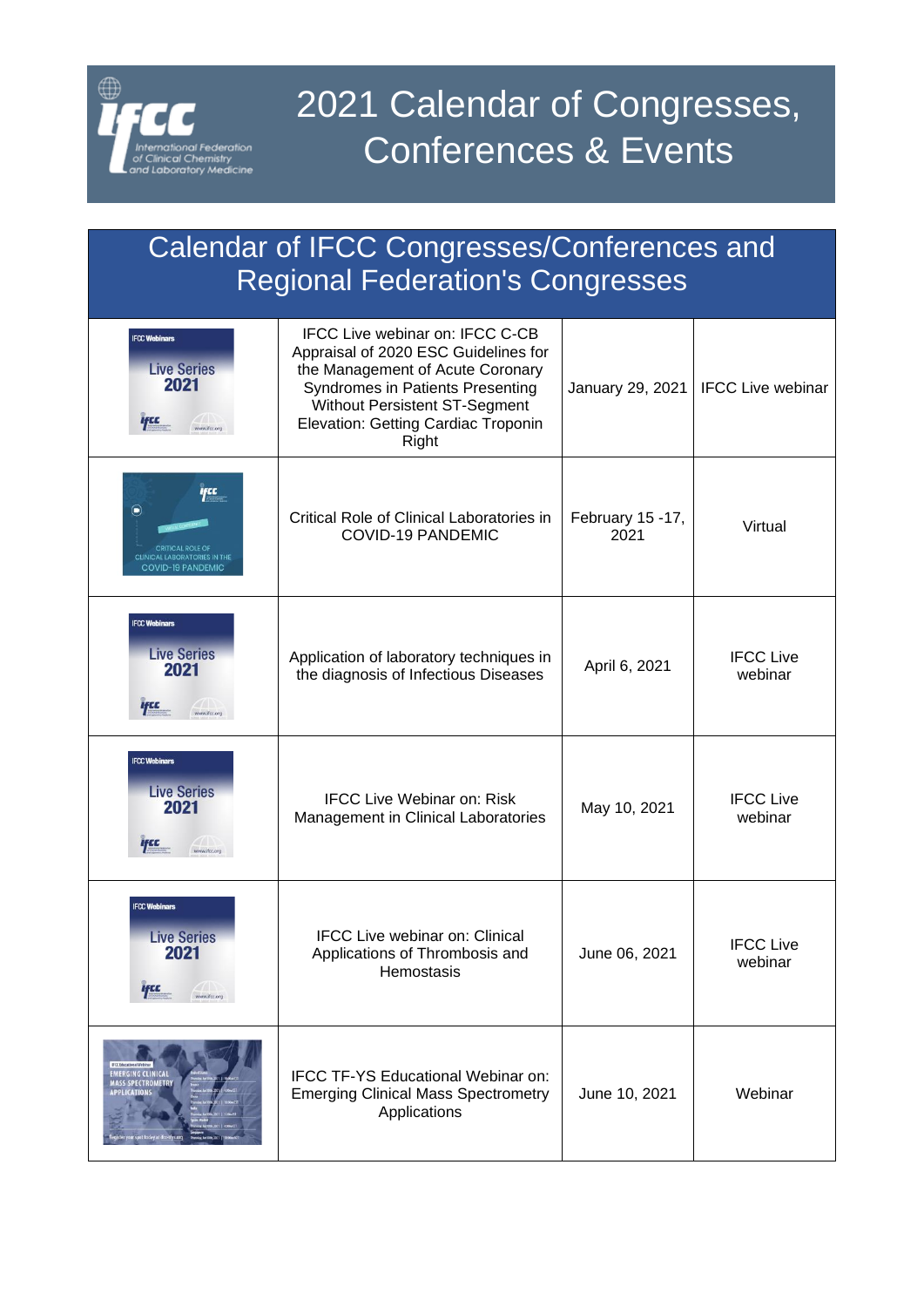# 2021 Calendar of Congresses, Conferences & Events

## Calendar of IFCC Congresses/Conferences and Regional Federation's Congresses

| | | | |
|---|---|---|---|
| | IFCC Live webinar on: IFCC C-CB Appraisal of 2020 ESC Guidelines for the Management of Acute Coronary Syndromes in Patients Presenting Without Persistent ST-Segment Elevation: Getting Cardiac Troponin Right | January 29, 2021 | IFCC Live webinar |
| | Critical Role of Clinical Laboratories in COVID-19 PANDEMIC | February 15 -17, 2021 | Virtual |
| | Application of laboratory techniques in the diagnosis of Infectious Diseases | April 6, 2021 | IFCC Live webinar |
| | IFCC Live Webinar on: Risk Management in Clinical Laboratories | May 10, 2021 | IFCC Live webinar |
| | IFCC Live webinar on: Clinical Applications of Thrombosis and Hemostasis | June 06, 2021 | IFCC Live webinar |
| | IFCC TF-YS Educational Webinar on: Emerging Clinical Mass Spectrometry Applications | June 10, 2021 | Webinar |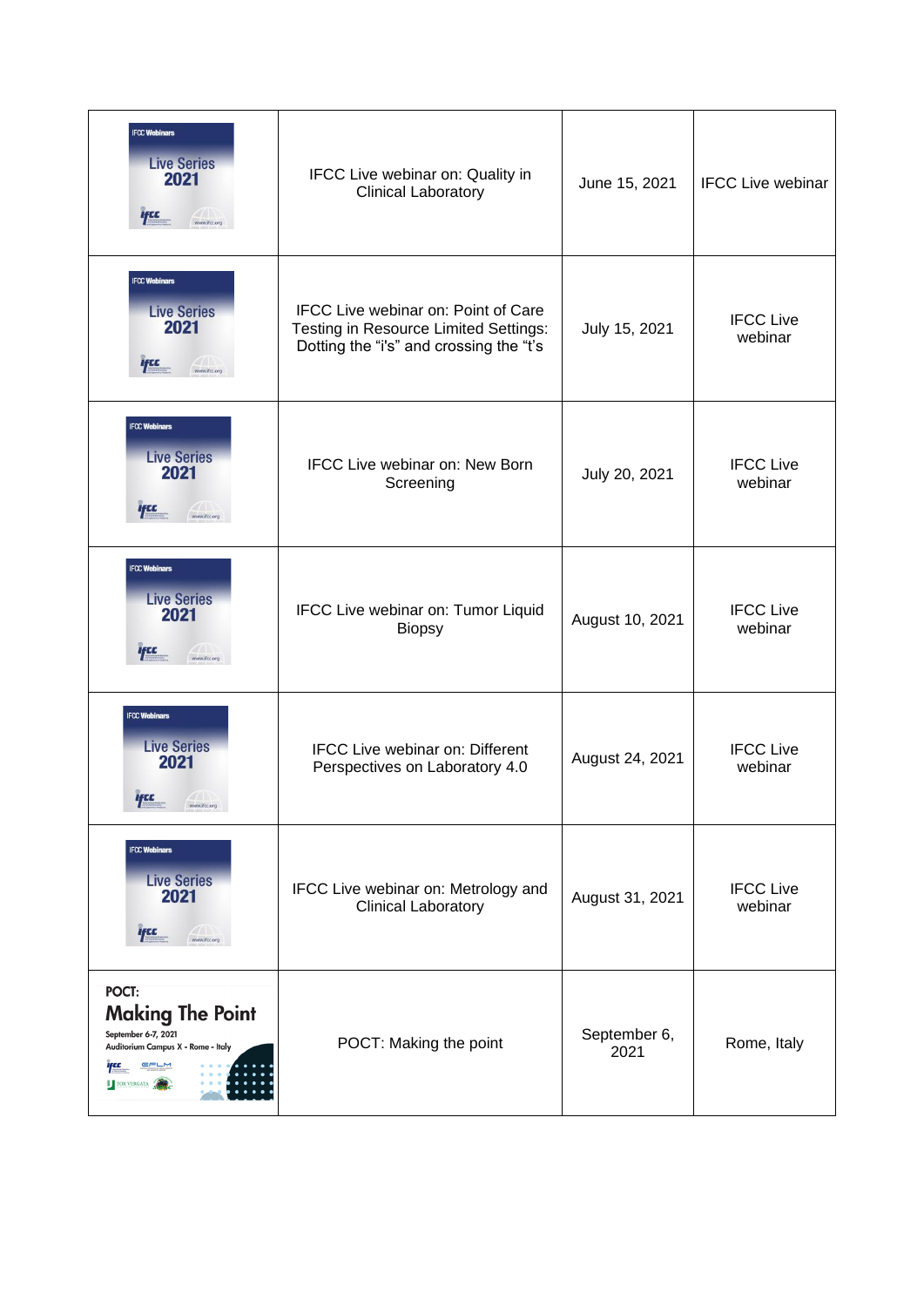| | | | |
|---|---|---|---|
| IFCC Webinars Live Series 2021 | IFCC Live webinar on: Quality in Clinical Laboratory | June 15, 2021 | IFCC Live webinar |
| IFCC Webinars Live Series 2021 | IFCC Live webinar on: Point of Care Testing in Resource Limited Settings: Dotting the "i's" and crossing the "t's | July 15, 2021 | IFCC Live webinar |
| IFCC Webinars Live Series 2021 | IFCC Live webinar on: New Born Screening | July 20, 2021 | IFCC Live webinar |
| IFCC Webinars Live Series 2021 | IFCC Live webinar on: Tumor Liquid Biopsy | August 10, 2021 | IFCC Live webinar |
| IFCC Webinars Live Series 2021 | IFCC Live webinar on: Different Perspectives on Laboratory 4.0 | August 24, 2021 | IFCC Live webinar |
| IFCC Webinars Live Series 2021 | IFCC Live webinar on: Metrology and Clinical Laboratory | August 31, 2021 | IFCC Live webinar |
| POCT: Making The Point September 6-7, 2021 Auditorium Campus X - Rome - Italy | POCT: Making the point | September 6, 2021 | Rome, Italy |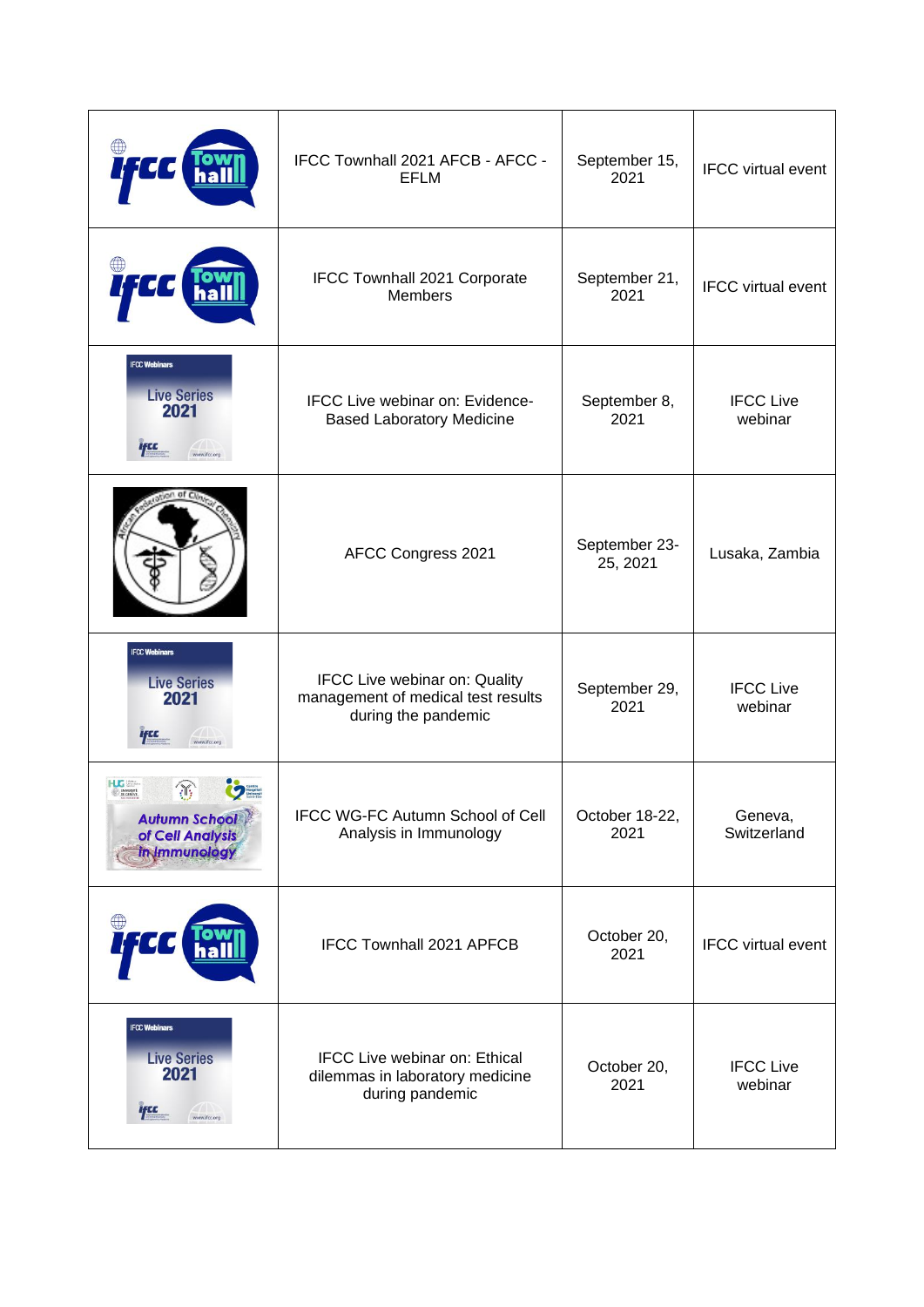| | | | |
|---|---|---|---|
| | IFCC Townhall 2021 AFCB - AFCC - EFLM | September 15, 2021 | IFCC virtual event |
| | IFCC Townhall 2021 Corporate Members | September 21, 2021 | IFCC virtual event |
| | IFCC Live webinar on: Evidence-Based Laboratory Medicine | September 8, 2021 | IFCC Live webinar |
| | AFCC Congress 2021 | September 23-25, 2021 | Lusaka, Zambia |
| | IFCC Live webinar on: Quality management of medical test results during the pandemic | September 29, 2021 | IFCC Live webinar |
| | IFCC WG-FC Autumn School of Cell Analysis in Immunology | October 18-22, 2021 | Geneva, Switzerland |
| | IFCC Townhall 2021 APFCB | October 20, 2021 | IFCC virtual event |
| | IFCC Live webinar on: Ethical dilemmas in laboratory medicine during pandemic | October 20, 2021 | IFCC Live webinar |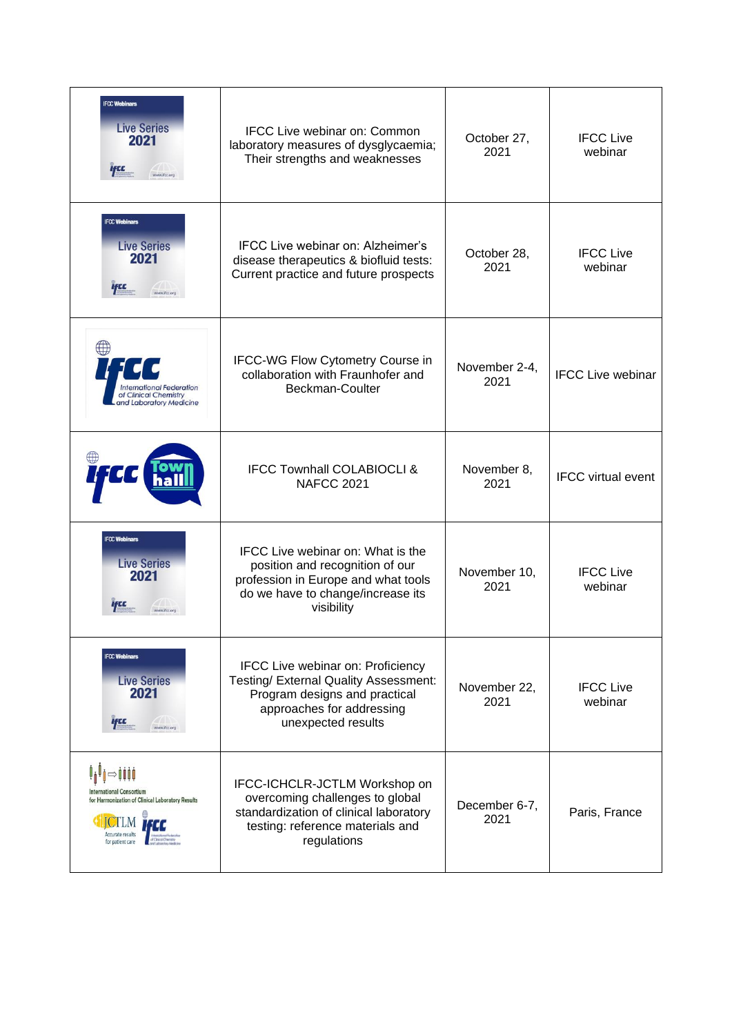| | | | |
|---|---|---|---|
| | IFCC Live webinar on: Common laboratory measures of dysglycaemia; Their strengths and weaknesses | October 27, 2021 | IFCC Live webinar |
| | IFCC Live webinar on: Alzheimer's disease therapeutics & biofluid tests: Current practice and future prospects | October 28, 2021 | IFCC Live webinar |
| | IFCC-WG Flow Cytometry Course in collaboration with Fraunhofer and Beckman-Coulter | November 2-4, 2021 | IFCC Live webinar |
| | IFCC Townhall COLABIOCLI & NAFCC 2021 | November 8, 2021 | IFCC virtual event |
| | IFCC Live webinar on: What is the position and recognition of our profession in Europe and what tools do we have to change/increase its visibility | November 10, 2021 | IFCC Live webinar |
| | IFCC Live webinar on: Proficiency Testing/ External Quality Assessment: Program designs and practical approaches for addressing unexpected results | November 22, 2021 | IFCC Live webinar |
| | IFCC-ICHCLR-JCTLM Workshop on overcoming challenges to global standardization of clinical laboratory testing: reference materials and regulations | December 6-7, 2021 | Paris, France |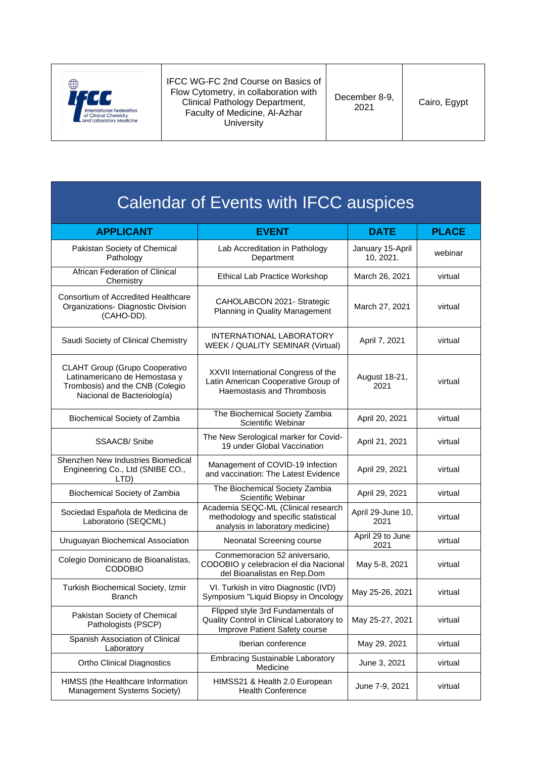| | IFCC WG-FC 2nd Course on Basics of Flow Cytometry, in collaboration with Clinical Pathology Department, Faculty of Medicine, Al-Azhar University | December 8-9, 2021 | Cairo, Egypt |
|---|---|---|---|

# Calendar of Events with IFCC auspices

| APPLICANT | EVENT | DATE | PLACE |
|---|---|---|---|
| Pakistan Society of Chemical Pathology | Lab Accreditation in Pathology Department | January 15-April 10, 2021. | webinar |
| African Federation of Clinical Chemistry | Ethical Lab Practice Workshop | March 26, 2021 | virtual |
| Consortium of Accredited Healthcare Organizations- Diagnostic Division (CAHO-DD). | CAHOLABCON 2021- Strategic Planning in Quality Management | March 27, 2021 | virtual |
| Saudi Society of Clinical Chemistry | INTERNATIONAL LABORATORY WEEK / QUALITY SEMINAR (Virtual) | April 7, 2021 | virtual |
| CLAHT Group (Grupo Cooperativo Latinamericano de Hemostasa y Trombosis) and the CNB (Colegio Nacional de Bacteriología) | XXVII International Congress of the Latin American Cooperative Group of Haemostasis and Thrombosis | August 18-21, 2021 | virtual |
| Biochemical Society of Zambia | The Biochemical Society Zambia Scientific Webinar | April 20, 2021 | virtual |
| SSAACB/ Snibe | The New Serological marker for Covid-19 under Global Vaccination | April 21, 2021 | virtual |
| Shenzhen New Industries Biomedical Engineering Co., Ltd (SNIBE CO., LTD) | Management of COVID-19 Infection and vaccination: The Latest Evidence | April 29, 2021 | virtual |
| Biochemical Society of Zambia | The Biochemical Society Zambia Scientific Webinar | April 29, 2021 | virtual |
| Sociedad Española de Medicina de Laboratorio (SEQCML) | Academia SEQC-ML (Clinical research methodology and specific statistical analysis in laboratory medicine) | April 29-June 10, 2021 | virtual |
| Uruguayan Biochemical Association | Neonatal Screening course | April 29 to June 2021 | virtual |
| Colegio Dominicano de Bioanalistas, CODOBIO | Conmemoracion 52 aniversario, CODOBIO y celebracion el dia Nacional del Bioanalistas en Rep.Dom | May 5-8, 2021 | virtual |
| Turkish Biochemical Society, Izmir Branch | VI. Turkish in vitro Diagnostic (IVD) Symposium "Liquid Biopsy in Oncology | May 25-26, 2021 | virtual |
| Pakistan Society of Chemical Pathologists (PSCP) | Flipped style 3rd Fundamentals of Quality Control in Clinical Laboratory to Improve Patient Safety course | May 25-27, 2021 | virtual |
| Spanish Association of Clinical Laboratory | Iberian conference | May 29, 2021 | virtual |
| Ortho Clinical Diagnostics | Embracing Sustainable Laboratory Medicine | June 3, 2021 | virtual |
| HIMSS (the Healthcare Information Management Systems Society) | HIMSS21 & Health 2.0 European Health Conference | June 7-9, 2021 | virtual |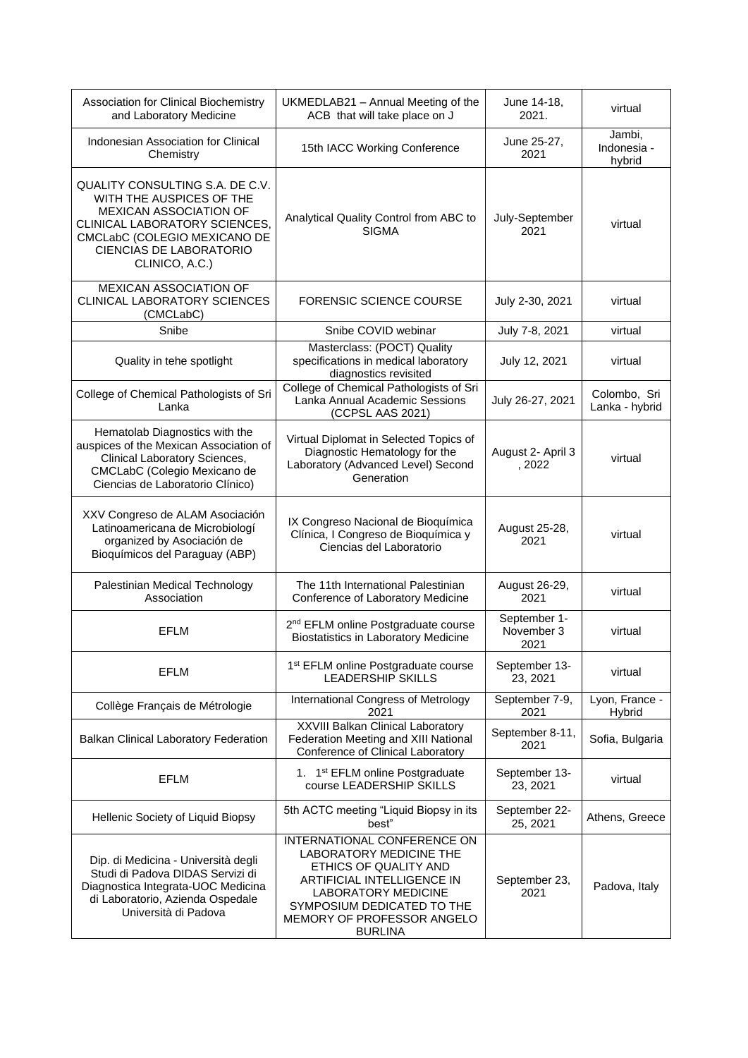| Association for Clinical Biochemistry and Laboratory Medicine | UKMEDLAB21 – Annual Meeting of the ACB that will take place on J | June 14-18, 2021. | virtual |
|---|---|---|---|
| Indonesian Association for Clinical Chemistry | 15th IACC Working Conference | June 25-27, 2021 | Jambi, Indonesia - hybrid |
| QUALITY CONSULTING S.A. DE C.V. WITH THE AUSPICES OF THE MEXICAN ASSOCIATION OF CLINICAL LABORATORY SCIENCES, CMCLabC (COLEGIO MEXICANO DE CIENCIAS DE LABORATORIO CLINICO, A.C.) | Analytical Quality Control from ABC to SIGMA | July-September 2021 | virtual |
| MEXICAN ASSOCIATION OF CLINICAL LABORATORY SCIENCES (CMCLabC) | FORENSIC SCIENCE COURSE | July 2-30, 2021 | virtual |
| Snibe | Snibe COVID webinar | July 7-8, 2021 | virtual |
| Quality in tehe spotlight | Masterclass: (POCT) Quality specifications in medical laboratory diagnostics revisited | July 12, 2021 | virtual |
| College of Chemical Pathologists of Sri Lanka | College of Chemical Pathologists of Sri Lanka Annual Academic Sessions (CCPSL AAS 2021) | July 26-27, 2021 | Colombo, Sri Lanka - hybrid |
| Hematolab Diagnostics with the auspices of the Mexican Association of Clinical Laboratory Sciences, CMCLabC (Colegio Mexicano de Ciencias de Laboratorio Clínico) | Virtual Diplomat in Selected Topics of Diagnostic Hematology for the Laboratory (Advanced Level) Second Generation | August 2- April 3 , 2022 | virtual |
| XXV Congreso de ALAM Asociación Latinoamericana de Microbiologí organized by Asociación de Bioquímicos del Paraguay (ABP) | IX Congreso Nacional de Bioquímica Clínica, I Congreso de Bioquímica y Ciencias del Laboratorio | August 25-28, 2021 | virtual |
| Palestinian Medical Technology Association | The 11th International Palestinian Conference of Laboratory Medicine | August 26-29, 2021 | virtual |
| EFLM | 2nd EFLM online Postgraduate course Biostatistics in Laboratory Medicine | September 1- November 3 2021 | virtual |
| EFLM | 1st EFLM online Postgraduate course LEADERSHIP SKILLS | September 13-23, 2021 | virtual |
| Collège Français de Métrologie | International Congress of Metrology 2021 | September 7-9, 2021 | Lyon, France - Hybrid |
| Balkan Clinical Laboratory Federation | XXVIII Balkan Clinical Laboratory Federation Meeting and XIII National Conference of Clinical Laboratory | September 8-11, 2021 | Sofia, Bulgaria |
| EFLM | 1. 1st EFLM online Postgraduate course LEADERSHIP SKILLS | September 13-23, 2021 | virtual |
| Hellenic Society of Liquid Biopsy | 5th ACTC meeting "Liquid Biopsy in its best" | September 22-25, 2021 | Athens, Greece |
| Dip. di Medicina - Università degli Studi di Padova DIDAS Servizi di Diagnostica Integrata-UOC Medicina di Laboratorio, Azienda Ospedale Università di Padova | INTERNATIONAL CONFERENCE ON LABORATORY MEDICINE THE ETHICS OF QUALITY AND ARTIFICIAL INTELLIGENCE IN LABORATORY MEDICINE SYMPOSIUM DEDICATED TO THE MEMORY OF PROFESSOR ANGELO BURLINA | September 23, 2021 | Padova, Italy |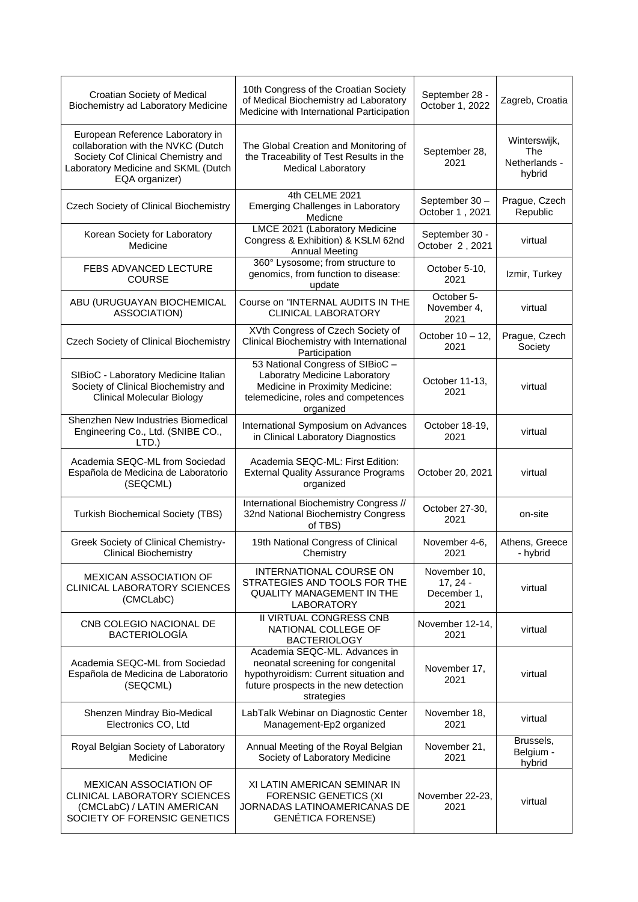| | | | |
|---|---|---|---|
| Croatian Society of Medical Biochemistry ad Laboratory Medicine | 10th Congress of the Croatian Society of Medical Biochemistry ad Laboratory Medicine with International Participation | September 28 - October 1, 2022 | Zagreb, Croatia |
| European Reference Laboratory in collaboration with the NVKC (Dutch Society Cof Clinical Chemistry and Laboratory Medicine and SKML (Dutch EQA organizer) | The Global Creation and Monitoring of the Traceability of Test Results in the Medical Laboratory | September 28, 2021 | Winterswijk, The Netherlands - hybrid |
| Czech Society of Clinical Biochemistry | 4th CELME 2021 Emerging Challenges in Laboratory Medicne | September 30 – October 1 , 2021 | Prague, Czech Republic |
| Korean Society for Laboratory Medicine | LMCE 2021 (Laboratory Medicine Congress & Exhibition) & KSLM 62nd Annual Meeting | September 30 - October 2 , 2021 | virtual |
| FEBS ADVANCED LECTURE COURSE | 360° Lysosome; from structure to genomics, from function to disease: update | October 5-10, 2021 | Izmir, Turkey |
| ABU (URUGUAYAN BIOCHEMICAL ASSOCIATION) | Course on "INTERNAL AUDITS IN THE CLINICAL LABORATORY | October 5- November 4, 2021 | virtual |
| Czech Society of Clinical Biochemistry | XVth Congress of Czech Society of Clinical Biochemistry with International Participation | October 10 – 12, 2021 | Prague, Czech Society |
| SIBioC - Laboratory Medicine Italian Society of Clinical Biochemistry and Clinical Molecular Biology | 53 National Congress of SIBioC – Laboratry Medicine Laboratory Medicine in Proximity Medicine: telemedicine, roles and competences organized | October 11-13, 2021 | virtual |
| Shenzhen New Industries Biomedical Engineering Co., Ltd. (SNIBE CO., LTD.) | International Symposium on Advances in Clinical Laboratory Diagnostics | October 18-19, 2021 | virtual |
| Academia SEQC-ML from Sociedad Española de Medicina de Laboratorio (SEQCML) | Academia SEQC-ML: First Edition: External Quality Assurance Programs organized | October 20, 2021 | virtual |
| Turkish Biochemical Society (TBS) | International Biochemistry Congress // 32nd National Biochemistry Congress of TBS) | October 27-30, 2021 | on-site |
| Greek Society of Clinical Chemistry-Clinical Biochemistry | 19th National Congress of Clinical Chemistry | November 4-6, 2021 | Athens, Greece - hybrid |
| MEXICAN ASSOCIATION OF CLINICAL LABORATORY SCIENCES (CMCLabC) | INTERNATIONAL COURSE ON STRATEGIES AND TOOLS FOR THE QUALITY MANAGEMENT IN THE LABORATORY | November 10, 17, 24 - December 1, 2021 | virtual |
| CNB COLEGIO NACIONAL DE BACTERIOLOGÍA | II VIRTUAL CONGRESS CNB NATIONAL COLLEGE OF BACTERIOLOGY | November 12-14, 2021 | virtual |
| Academia SEQC-ML from Sociedad Española de Medicina de Laboratorio (SEQCML) | Academia SEQC-ML. Advances in neonatal screening for congenital hypothyroidism: Current situation and future prospects in the new detection strategies | November 17, 2021 | virtual |
| Shenzen Mindray Bio-Medical Electronics CO, Ltd | LabTalk Webinar on Diagnostic Center Management-Ep2 organized | November 18, 2021 | virtual |
| Royal Belgian Society of Laboratory Medicine | Annual Meeting of the Royal Belgian Society of Laboratory Medicine | November 21, 2021 | Brussels, Belgium - hybrid |
| MEXICAN ASSOCIATION OF CLINICAL LABORATORY SCIENCES (CMCLabC) / LATIN AMERICAN SOCIETY OF FORENSIC GENETICS | XI LATIN AMERICAN SEMINAR IN FORENSIC GENETICS (XI JORNADAS LATINOAMERICANAS DE GENÉTICA FORENSE) | November 22-23, 2021 | virtual |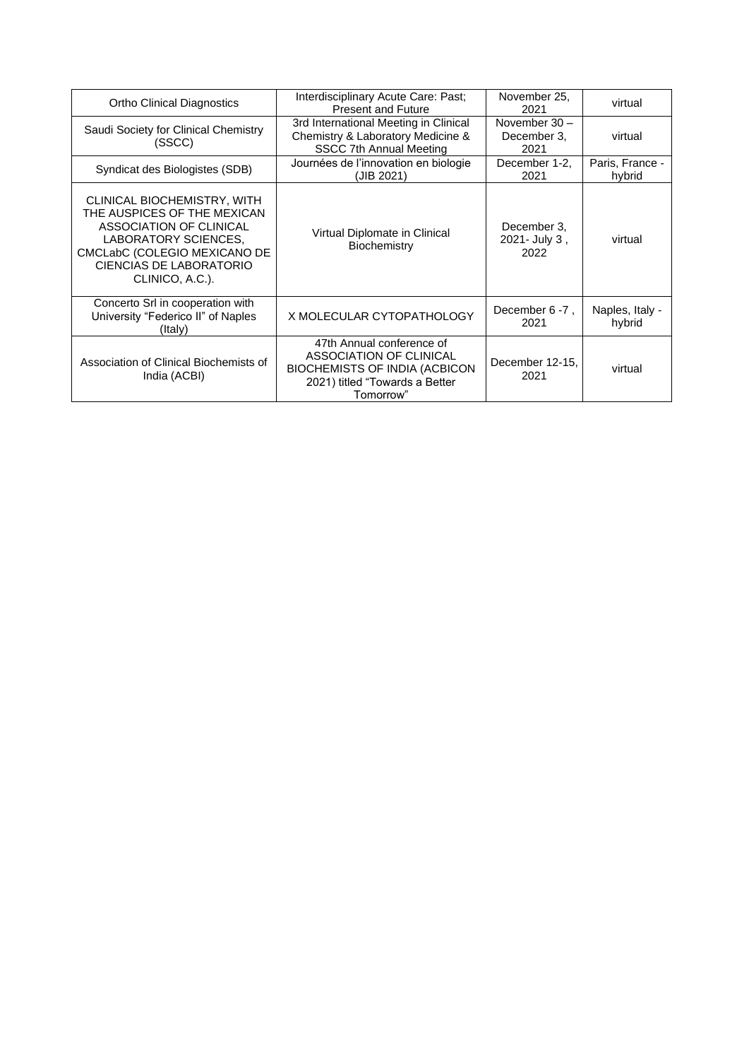| | | | |
|---|---|---|---|
| Ortho Clinical Diagnostics | Interdisciplinary Acute Care: Past; Present and Future | November 25, 2021 | virtual |
| Saudi Society for Clinical Chemistry (SSCC) | 3rd International Meeting in Clinical Chemistry & Laboratory Medicine & SSCC 7th Annual Meeting | November 30 – December 3, 2021 | virtual |
| Syndicat des Biologistes (SDB) | Journées de l'innovation en biologie (JIB 2021) | December 1-2, 2021 | Paris, France - hybrid |
| CLINICAL BIOCHEMISTRY, WITH THE AUSPICES OF THE MEXICAN ASSOCIATION OF CLINICAL LABORATORY SCIENCES, CMCLabC (COLEGIO MEXICANO DE CIENCIAS DE LABORATORIO CLINICO, A.C.). | Virtual Diplomate in Clinical Biochemistry | December 3, 2021- July 3 , 2022 | virtual |
| Concerto Srl in cooperation with University "Federico II" of Naples (Italy) | X MOLECULAR CYTOPATHOLOGY | December 6 -7 , 2021 | Naples, Italy - hybrid |
| Association of Clinical Biochemists of India (ACBI) | 47th Annual conference of ASSOCIATION OF CLINICAL BIOCHEMISTS OF INDIA (ACBICON 2021) titled "Towards a Better Tomorrow" | December 12-15, 2021 | virtual |